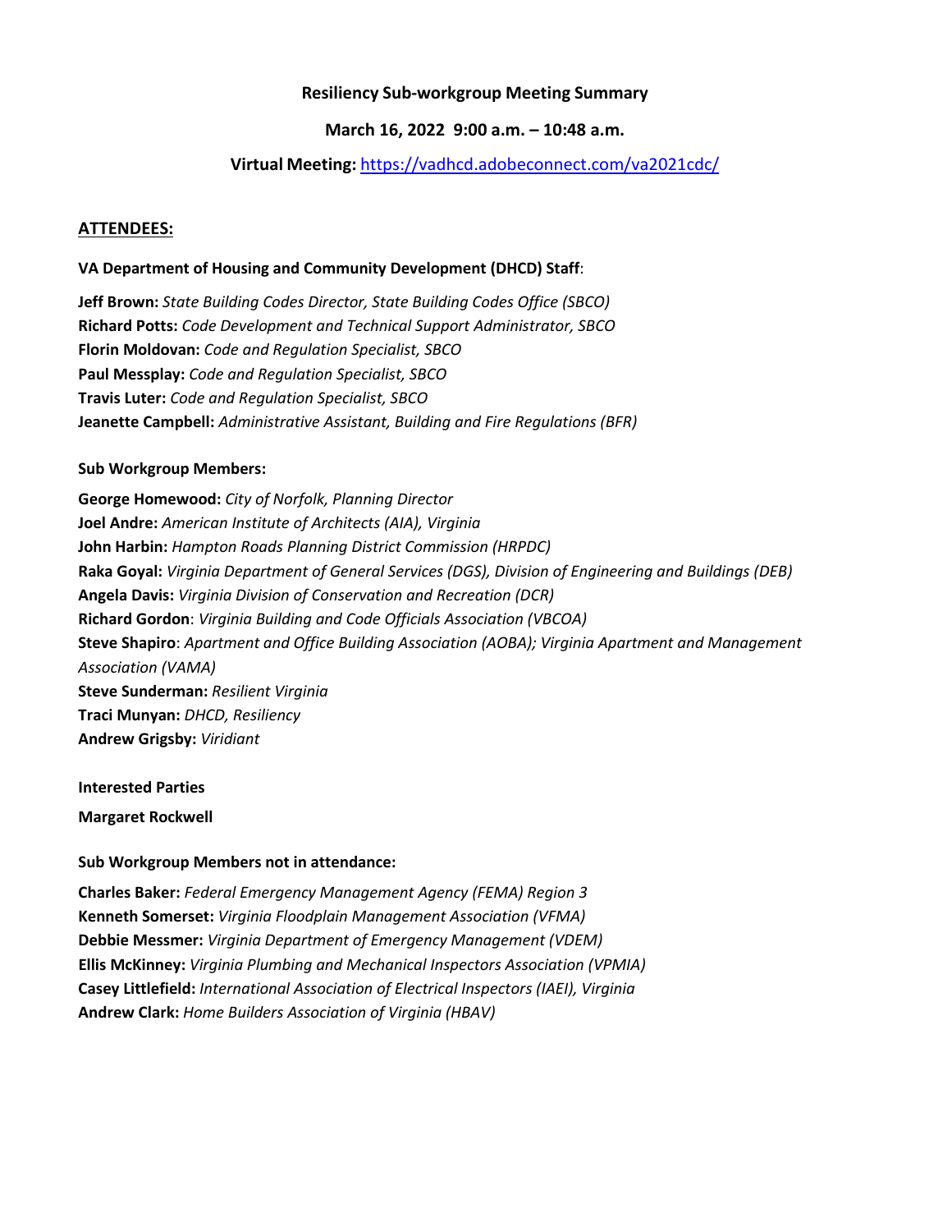**Resiliency Sub-workgroup Meeting Summary**

**March 16, 2022 9:00 a.m. – 10:48 a.m.**

**Virtual Meeting:** https://vadhcd.adobeconnect.com/va2021cdc/

## ATTENDEES:

**VA Department of Housing and Community Development (DHCD) Staff**:

**Jeff Brown:** *State Building Codes Director, State Building Codes Office (SBCO)*
**Richard Potts:** *Code Development and Technical Support Administrator, SBCO*
**Florin Moldovan:** *Code and Regulation Specialist, SBCO*
**Paul Messplay:** *Code and Regulation Specialist, SBCO*
**Travis Luter:** *Code and Regulation Specialist, SBCO*
**Jeanette Campbell:** *Administrative Assistant, Building and Fire Regulations (BFR)*

**Sub Workgroup Members:**

**George Homewood:** *City of Norfolk, Planning Director*
**Joel Andre:** *American Institute of Architects (AIA), Virginia*
**John Harbin:** *Hampton Roads Planning District Commission (HRPDC)*
**Raka Goyal:** *Virginia Department of General Services (DGS), Division of Engineering and Buildings (DEB)*
**Angela Davis:** *Virginia Division of Conservation and Recreation (DCR)*
**Richard Gordon**: *Virginia Building and Code Officials Association (VBCOA)*
**Steve Shapiro**: *Apartment and Office Building Association (AOBA); Virginia Apartment and Management Association (VAMA)*
**Steve Sunderman:** *Resilient Virginia*
**Traci Munyan:** *DHCD, Resiliency*
**Andrew Grigsby:** *Viridiant*

**Interested Parties**

**Margaret Rockwell**

**Sub Workgroup Members not in attendance:**

**Charles Baker:** *Federal Emergency Management Agency (FEMA) Region 3*
**Kenneth Somerset:** *Virginia Floodplain Management Association (VFMA)*
**Debbie Messmer:** *Virginia Department of Emergency Management (VDEM)*
**Ellis McKinney:** *Virginia Plumbing and Mechanical Inspectors Association (VPMIA)*
**Casey Littlefield:** *International Association of Electrical Inspectors (IAEI), Virginia*
**Andrew Clark:** *Home Builders Association of Virginia (HBAV)*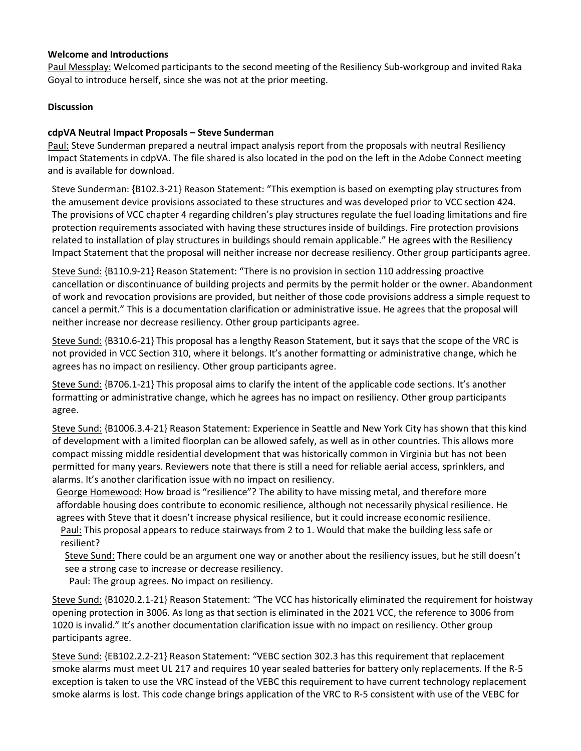**Welcome and Introductions**

Paul Messplay: Welcomed participants to the second meeting of the Resiliency Sub-workgroup and invited Raka Goyal to introduce herself, since she was not at the prior meeting.

**Discussion**

**cdpVA Neutral Impact Proposals – Steve Sunderman**

Paul: Steve Sunderman prepared a neutral impact analysis report from the proposals with neutral Resiliency Impact Statements in cdpVA. The file shared is also located in the pod on the left in the Adobe Connect meeting and is available for download.

Steve Sunderman: {B102.3-21} Reason Statement: "This exemption is based on exempting play structures from the amusement device provisions associated to these structures and was developed prior to VCC section 424. The provisions of VCC chapter 4 regarding children's play structures regulate the fuel loading limitations and fire protection requirements associated with having these structures inside of buildings. Fire protection provisions related to installation of play structures in buildings should remain applicable." He agrees with the Resiliency Impact Statement that the proposal will neither increase nor decrease resiliency. Other group participants agree.

Steve Sund: {B110.9-21} Reason Statement: "There is no provision in section 110 addressing proactive cancellation or discontinuance of building projects and permits by the permit holder or the owner. Abandonment of work and revocation provisions are provided, but neither of those code provisions address a simple request to cancel a permit." This is a documentation clarification or administrative issue. He agrees that the proposal will neither increase nor decrease resiliency. Other group participants agree.

Steve Sund: {B310.6-21} This proposal has a lengthy Reason Statement, but it says that the scope of the VRC is not provided in VCC Section 310, where it belongs. It's another formatting or administrative change, which he agrees has no impact on resiliency. Other group participants agree.

Steve Sund: {B706.1-21} This proposal aims to clarify the intent of the applicable code sections. It's another formatting or administrative change, which he agrees has no impact on resiliency. Other group participants agree.

Steve Sund: {B1006.3.4-21} Reason Statement: Experience in Seattle and New York City has shown that this kind of development with a limited floorplan can be allowed safely, as well as in other countries. This allows more compact missing middle residential development that was historically common in Virginia but has not been permitted for many years. Reviewers note that there is still a need for reliable aerial access, sprinklers, and alarms. It's another clarification issue with no impact on resiliency.

George Homewood: How broad is "resilience"? The ability to have missing metal, and therefore more affordable housing does contribute to economic resilience, although not necessarily physical resilience. He agrees with Steve that it doesn't increase physical resilience, but it could increase economic resilience.

Paul: This proposal appears to reduce stairways from 2 to 1. Would that make the building less safe or resilient?

Steve Sund: There could be an argument one way or another about the resiliency issues, but he still doesn't see a strong case to increase or decrease resiliency.

Paul: The group agrees. No impact on resiliency.

Steve Sund: {B1020.2.1-21} Reason Statement: "The VCC has historically eliminated the requirement for hoistway opening protection in 3006. As long as that section is eliminated in the 2021 VCC, the reference to 3006 from 1020 is invalid." It's another documentation clarification issue with no impact on resiliency. Other group participants agree.

Steve Sund: {EB102.2.2-21} Reason Statement: "VEBC section 302.3 has this requirement that replacement smoke alarms must meet UL 217 and requires 10 year sealed batteries for battery only replacements. If the R-5 exception is taken to use the VRC instead of the VEBC this requirement to have current technology replacement smoke alarms is lost. This code change brings application of the VRC to R-5 consistent with use of the VEBC for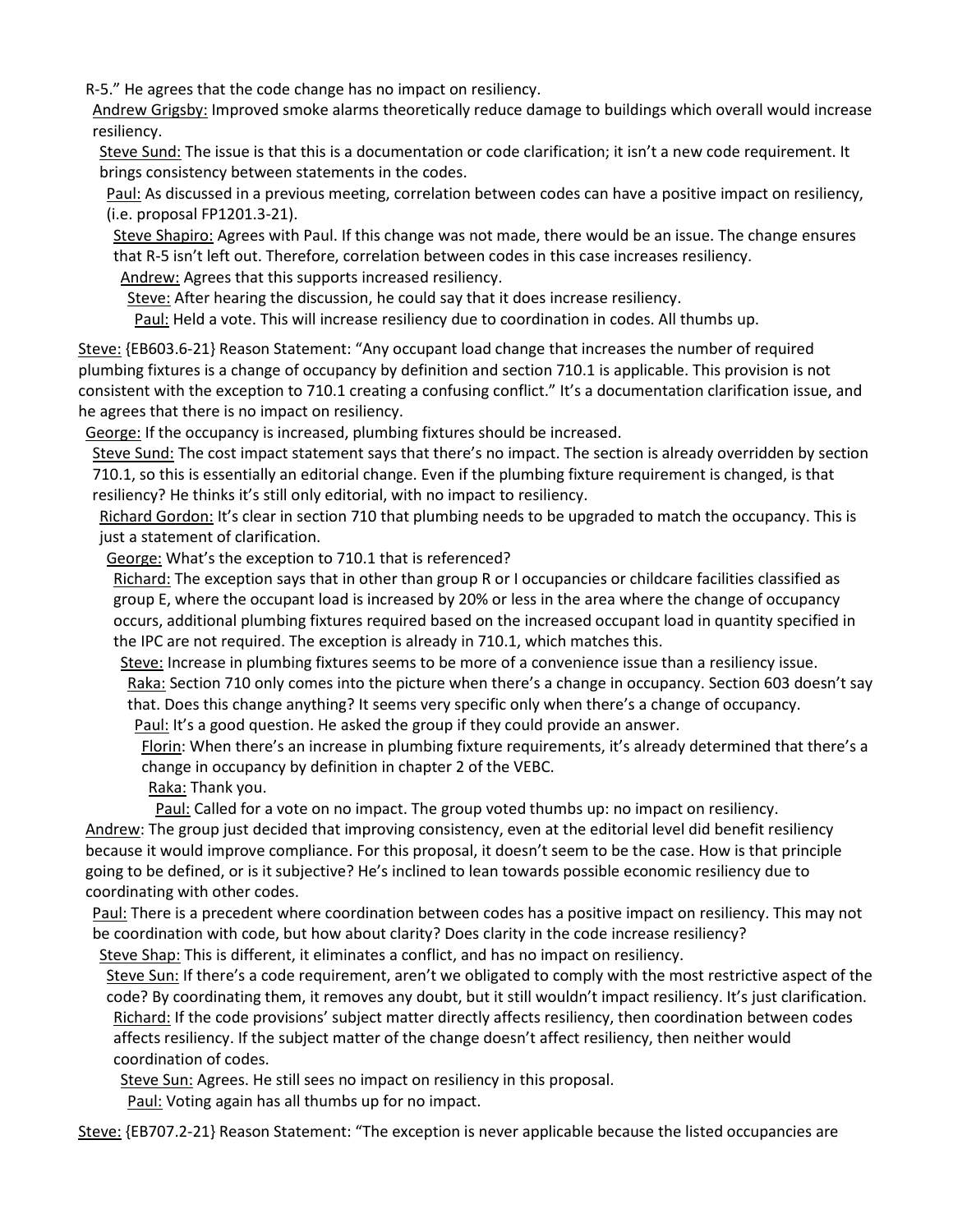R-5." He agrees that the code change has no impact on resiliency.

Andrew Grigsby: Improved smoke alarms theoretically reduce damage to buildings which overall would increase resiliency.

Steve Sund: The issue is that this is a documentation or code clarification; it isn't a new code requirement. It brings consistency between statements in the codes.

Paul: As discussed in a previous meeting, correlation between codes can have a positive impact on resiliency, (i.e. proposal FP1201.3-21).

Steve Shapiro: Agrees with Paul. If this change was not made, there would be an issue. The change ensures that R-5 isn't left out. Therefore, correlation between codes in this case increases resiliency.

Andrew: Agrees that this supports increased resiliency.

Steve: After hearing the discussion, he could say that it does increase resiliency.

Paul: Held a vote. This will increase resiliency due to coordination in codes. All thumbs up.

Steve: {EB603.6-21} Reason Statement: "Any occupant load change that increases the number of required plumbing fixtures is a change of occupancy by definition and section 710.1 is applicable. This provision is not consistent with the exception to 710.1 creating a confusing conflict." It's a documentation clarification issue, and he agrees that there is no impact on resiliency.

George: If the occupancy is increased, plumbing fixtures should be increased.

Steve Sund: The cost impact statement says that there's no impact. The section is already overridden by section 710.1, so this is essentially an editorial change. Even if the plumbing fixture requirement is changed, is that resiliency? He thinks it's still only editorial, with no impact to resiliency.

Richard Gordon: It's clear in section 710 that plumbing needs to be upgraded to match the occupancy. This is just a statement of clarification.

George: What's the exception to 710.1 that is referenced?

Richard: The exception says that in other than group R or I occupancies or childcare facilities classified as group E, where the occupant load is increased by 20% or less in the area where the change of occupancy occurs, additional plumbing fixtures required based on the increased occupant load in quantity specified in the IPC are not required. The exception is already in 710.1, which matches this.

Steve: Increase in plumbing fixtures seems to be more of a convenience issue than a resiliency issue.

Raka: Section 710 only comes into the picture when there's a change in occupancy. Section 603 doesn't say that. Does this change anything? It seems very specific only when there's a change of occupancy.

Paul: It's a good question. He asked the group if they could provide an answer.

Florin: When there's an increase in plumbing fixture requirements, it's already determined that there's a change in occupancy by definition in chapter 2 of the VEBC.

Raka: Thank you.

Paul: Called for a vote on no impact. The group voted thumbs up: no impact on resiliency.

Andrew: The group just decided that improving consistency, even at the editorial level did benefit resiliency because it would improve compliance. For this proposal, it doesn't seem to be the case. How is that principle going to be defined, or is it subjective? He's inclined to lean towards possible economic resiliency due to coordinating with other codes.

Paul: There is a precedent where coordination between codes has a positive impact on resiliency. This may not be coordination with code, but how about clarity? Does clarity in the code increase resiliency?

Steve Shap: This is different, it eliminates a conflict, and has no impact on resiliency.

Steve Sun: If there's a code requirement, aren't we obligated to comply with the most restrictive aspect of the code? By coordinating them, it removes any doubt, but it still wouldn't impact resiliency. It's just clarification.

Richard: If the code provisions' subject matter directly affects resiliency, then coordination between codes affects resiliency. If the subject matter of the change doesn't affect resiliency, then neither would coordination of codes.

Steve Sun: Agrees. He still sees no impact on resiliency in this proposal.

Paul: Voting again has all thumbs up for no impact.

Steve: {EB707.2-21} Reason Statement: "The exception is never applicable because the listed occupancies are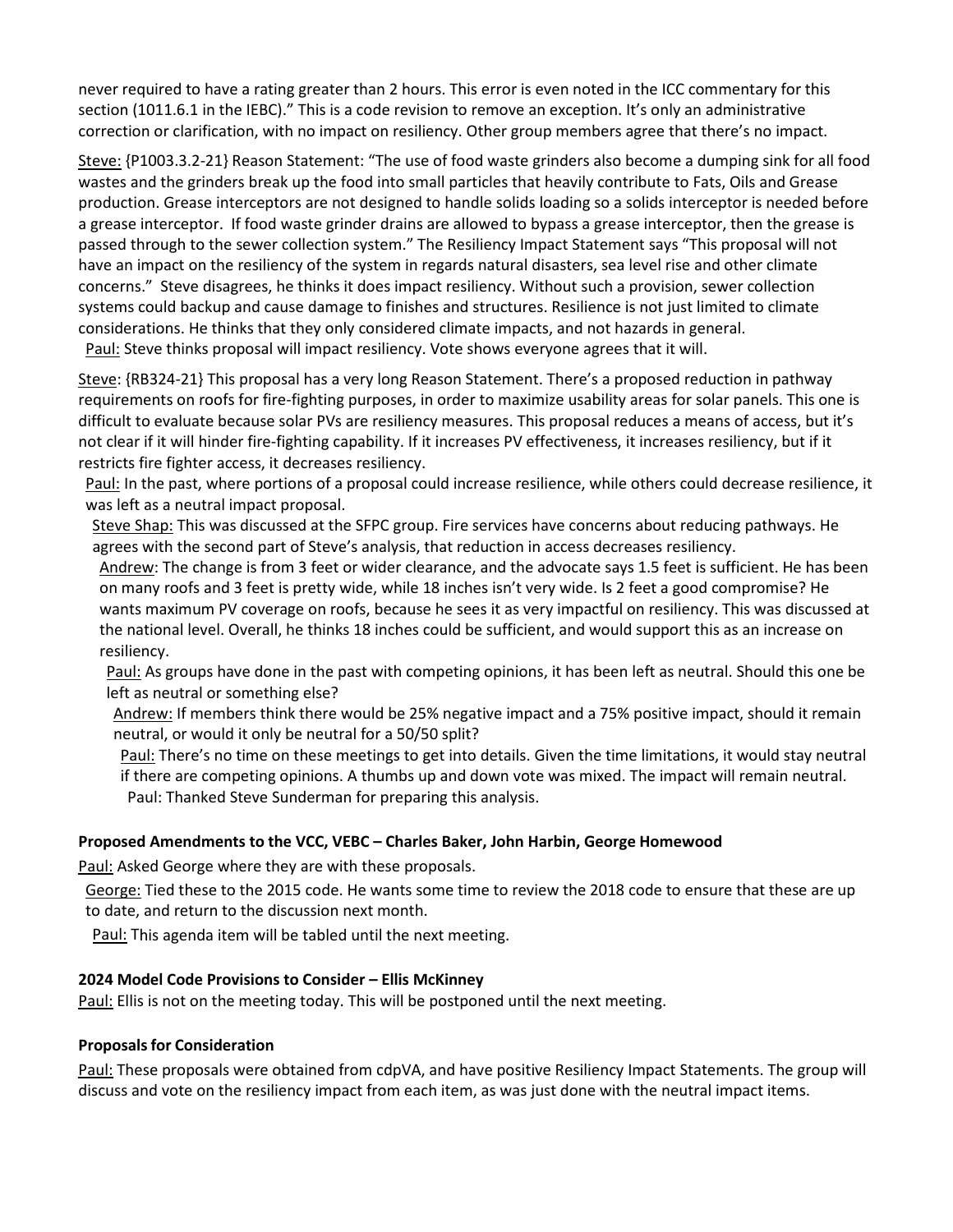never required to have a rating greater than 2 hours. This error is even noted in the ICC commentary for this section (1011.6.1 in the IEBC)." This is a code revision to remove an exception. It's only an administrative correction or clarification, with no impact on resiliency. Other group members agree that there's no impact.

<u>Steve:</u> {P1003.3.2-21} Reason Statement: "The use of food waste grinders also become a dumping sink for all food wastes and the grinders break up the food into small particles that heavily contribute to Fats, Oils and Grease production. Grease interceptors are not designed to handle solids loading so a solids interceptor is needed before a grease interceptor. If food waste grinder drains are allowed to bypass a grease interceptor, then the grease is passed through to the sewer collection system." The Resiliency Impact Statement says "This proposal will not have an impact on the resiliency of the system in regards natural disasters, sea level rise and other climate concerns." Steve disagrees, he thinks it does impact resiliency. Without such a provision, sewer collection systems could backup and cause damage to finishes and structures. Resilience is not just limited to climate considerations. He thinks that they only considered climate impacts, and not hazards in general.

<u>Paul:</u> Steve thinks proposal will impact resiliency. Vote shows everyone agrees that it will.

<u>Steve</u>: {RB324-21} This proposal has a very long Reason Statement. There's a proposed reduction in pathway requirements on roofs for fire-fighting purposes, in order to maximize usability areas for solar panels. This one is difficult to evaluate because solar PVs are resiliency measures. This proposal reduces a means of access, but it's not clear if it will hinder fire-fighting capability. If it increases PV effectiveness, it increases resiliency, but if it restricts fire fighter access, it decreases resiliency.

<u>Paul:</u> In the past, where portions of a proposal could increase resilience, while others could decrease resilience, it was left as a neutral impact proposal.

<u>Steve Shap:</u> This was discussed at the SFPC group. Fire services have concerns about reducing pathways. He agrees with the second part of Steve's analysis, that reduction in access decreases resiliency.

<u>Andrew</u>: The change is from 3 feet or wider clearance, and the advocate says 1.5 feet is sufficient. He has been on many roofs and 3 feet is pretty wide, while 18 inches isn't very wide. Is 2 feet a good compromise? He wants maximum PV coverage on roofs, because he sees it as very impactful on resiliency. This was discussed at the national level. Overall, he thinks 18 inches could be sufficient, and would support this as an increase on resiliency.

<u>Paul:</u> As groups have done in the past with competing opinions, it has been left as neutral. Should this one be left as neutral or something else?

<u>Andrew:</u> If members think there would be 25% negative impact and a 75% positive impact, should it remain neutral, or would it only be neutral for a 50/50 split?

<u>Paul:</u> There's no time on these meetings to get into details. Given the time limitations, it would stay neutral if there are competing opinions. A thumbs up and down vote was mixed. The impact will remain neutral.

Paul: Thanked Steve Sunderman for preparing this analysis.

**Proposed Amendments to the VCC, VEBC – Charles Baker, John Harbin, George Homewood**

<u>Paul:</u> Asked George where they are with these proposals.

<u>George:</u> Tied these to the 2015 code. He wants some time to review the 2018 code to ensure that these are up to date, and return to the discussion next month.

<u>Paul:</u> This agenda item will be tabled until the next meeting.

**2024 Model Code Provisions to Consider – Ellis McKinney**

<u>Paul:</u> Ellis is not on the meeting today. This will be postponed until the next meeting.

**Proposals for Consideration**

<u>Paul:</u> These proposals were obtained from cdpVA, and have positive Resiliency Impact Statements. The group will discuss and vote on the resiliency impact from each item, as was just done with the neutral impact items.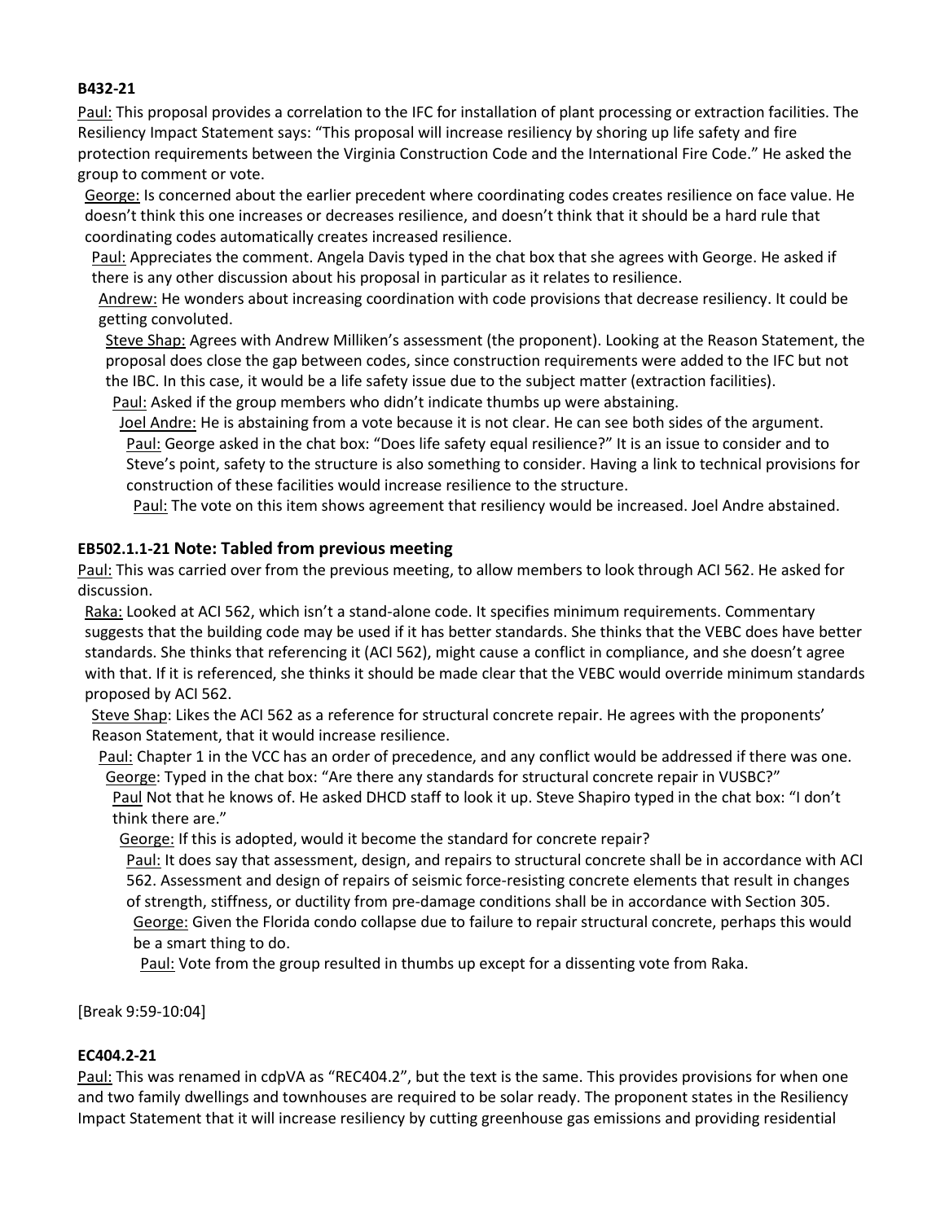**B432-21**

Paul: This proposal provides a correlation to the IFC for installation of plant processing or extraction facilities. The Resiliency Impact Statement says: "This proposal will increase resiliency by shoring up life safety and fire protection requirements between the Virginia Construction Code and the International Fire Code." He asked the group to comment or vote.

George: Is concerned about the earlier precedent where coordinating codes creates resilience on face value. He doesn't think this one increases or decreases resilience, and doesn't think that it should be a hard rule that coordinating codes automatically creates increased resilience.

Paul: Appreciates the comment. Angela Davis typed in the chat box that she agrees with George. He asked if there is any other discussion about his proposal in particular as it relates to resilience.

Andrew: He wonders about increasing coordination with code provisions that decrease resiliency. It could be getting convoluted.

Steve Shap: Agrees with Andrew Milliken's assessment (the proponent). Looking at the Reason Statement, the proposal does close the gap between codes, since construction requirements were added to the IFC but not the IBC. In this case, it would be a life safety issue due to the subject matter (extraction facilities).

Paul: Asked if the group members who didn't indicate thumbs up were abstaining.

Joel Andre: He is abstaining from a vote because it is not clear. He can see both sides of the argument.

Paul: George asked in the chat box: "Does life safety equal resilience?" It is an issue to consider and to Steve's point, safety to the structure is also something to consider. Having a link to technical provisions for construction of these facilities would increase resilience to the structure.

Paul: The vote on this item shows agreement that resiliency would be increased. Joel Andre abstained.

### EB502.1.1-21 Note: Tabled from previous meeting

Paul: This was carried over from the previous meeting, to allow members to look through ACI 562. He asked for discussion.

Raka: Looked at ACI 562, which isn't a stand-alone code. It specifies minimum requirements. Commentary suggests that the building code may be used if it has better standards. She thinks that the VEBC does have better standards. She thinks that referencing it (ACI 562), might cause a conflict in compliance, and she doesn't agree with that. If it is referenced, she thinks it should be made clear that the VEBC would override minimum standards proposed by ACI 562.

Steve Shap: Likes the ACI 562 as a reference for structural concrete repair. He agrees with the proponents' Reason Statement, that it would increase resilience.

Paul: Chapter 1 in the VCC has an order of precedence, and any conflict would be addressed if there was one.

George: Typed in the chat box: "Are there any standards for structural concrete repair in VUSBC?"

Paul Not that he knows of. He asked DHCD staff to look it up. Steve Shapiro typed in the chat box: "I don't think there are."

George: If this is adopted, would it become the standard for concrete repair?

Paul: It does say that assessment, design, and repairs to structural concrete shall be in accordance with ACI 562. Assessment and design of repairs of seismic force-resisting concrete elements that result in changes of strength, stiffness, or ductility from pre-damage conditions shall be in accordance with Section 305.

George: Given the Florida condo collapse due to failure to repair structural concrete, perhaps this would be a smart thing to do.

Paul: Vote from the group resulted in thumbs up except for a dissenting vote from Raka.

[Break 9:59-10:04]

**EC404.2-21**

Paul: This was renamed in cdpVA as "REC404.2", but the text is the same. This provides provisions for when one and two family dwellings and townhouses are required to be solar ready. The proponent states in the Resiliency Impact Statement that it will increase resiliency by cutting greenhouse gas emissions and providing residential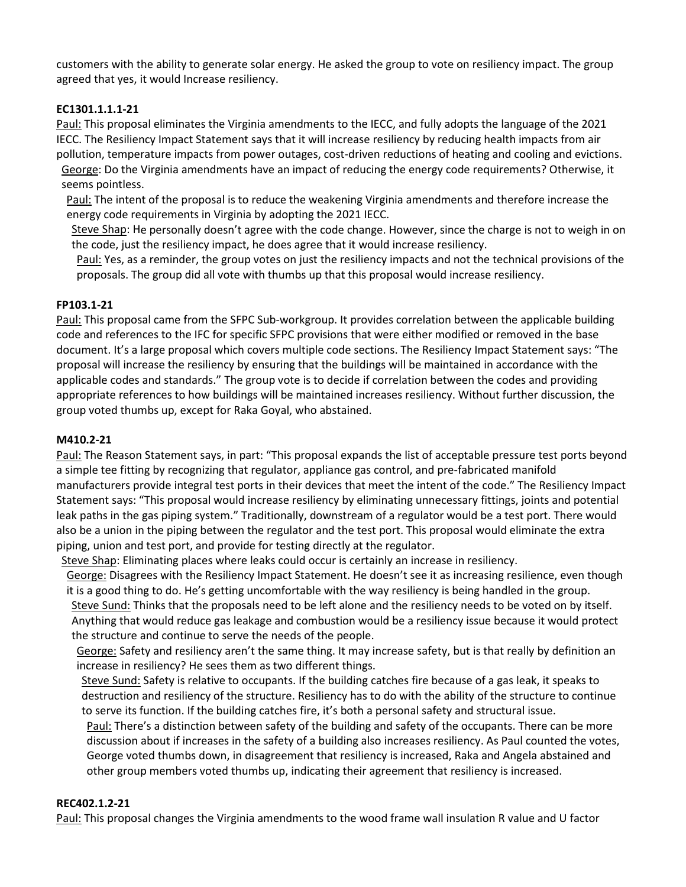customers with the ability to generate solar energy. He asked the group to vote on resiliency impact. The group agreed that yes, it would Increase resiliency.

**EC1301.1.1.1-21**

Paul: This proposal eliminates the Virginia amendments to the IECC, and fully adopts the language of the 2021 IECC. The Resiliency Impact Statement says that it will increase resiliency by reducing health impacts from air pollution, temperature impacts from power outages, cost-driven reductions of heating and cooling and evictions.

George: Do the Virginia amendments have an impact of reducing the energy code requirements? Otherwise, it seems pointless.

Paul: The intent of the proposal is to reduce the weakening Virginia amendments and therefore increase the energy code requirements in Virginia by adopting the 2021 IECC.

Steve Shap: He personally doesn't agree with the code change. However, since the charge is not to weigh in on the code, just the resiliency impact, he does agree that it would increase resiliency.

Paul: Yes, as a reminder, the group votes on just the resiliency impacts and not the technical provisions of the proposals. The group did all vote with thumbs up that this proposal would increase resiliency.

**FP103.1-21**

Paul: This proposal came from the SFPC Sub-workgroup. It provides correlation between the applicable building code and references to the IFC for specific SFPC provisions that were either modified or removed in the base document. It's a large proposal which covers multiple code sections. The Resiliency Impact Statement says: "The proposal will increase the resiliency by ensuring that the buildings will be maintained in accordance with the applicable codes and standards." The group vote is to decide if correlation between the codes and providing appropriate references to how buildings will be maintained increases resiliency. Without further discussion, the group voted thumbs up, except for Raka Goyal, who abstained.

**M410.2-21**

Paul: The Reason Statement says, in part: "This proposal expands the list of acceptable pressure test ports beyond a simple tee fitting by recognizing that regulator, appliance gas control, and pre-fabricated manifold manufacturers provide integral test ports in their devices that meet the intent of the code." The Resiliency Impact Statement says: "This proposal would increase resiliency by eliminating unnecessary fittings, joints and potential leak paths in the gas piping system." Traditionally, downstream of a regulator would be a test port. There would also be a union in the piping between the regulator and the test port. This proposal would eliminate the extra piping, union and test port, and provide for testing directly at the regulator.

Steve Shap: Eliminating places where leaks could occur is certainly an increase in resiliency.

George: Disagrees with the Resiliency Impact Statement. He doesn't see it as increasing resilience, even though it is a good thing to do. He's getting uncomfortable with the way resiliency is being handled in the group.

Steve Sund: Thinks that the proposals need to be left alone and the resiliency needs to be voted on by itself. Anything that would reduce gas leakage and combustion would be a resiliency issue because it would protect the structure and continue to serve the needs of the people.

George: Safety and resiliency aren't the same thing. It may increase safety, but is that really by definition an increase in resiliency? He sees them as two different things.

Steve Sund: Safety is relative to occupants. If the building catches fire because of a gas leak, it speaks to destruction and resiliency of the structure. Resiliency has to do with the ability of the structure to continue to serve its function. If the building catches fire, it's both a personal safety and structural issue.

Paul: There's a distinction between safety of the building and safety of the occupants. There can be more discussion about if increases in the safety of a building also increases resiliency. As Paul counted the votes, George voted thumbs down, in disagreement that resiliency is increased, Raka and Angela abstained and other group members voted thumbs up, indicating their agreement that resiliency is increased.

**REC402.1.2-21**

Paul: This proposal changes the Virginia amendments to the wood frame wall insulation R value and U factor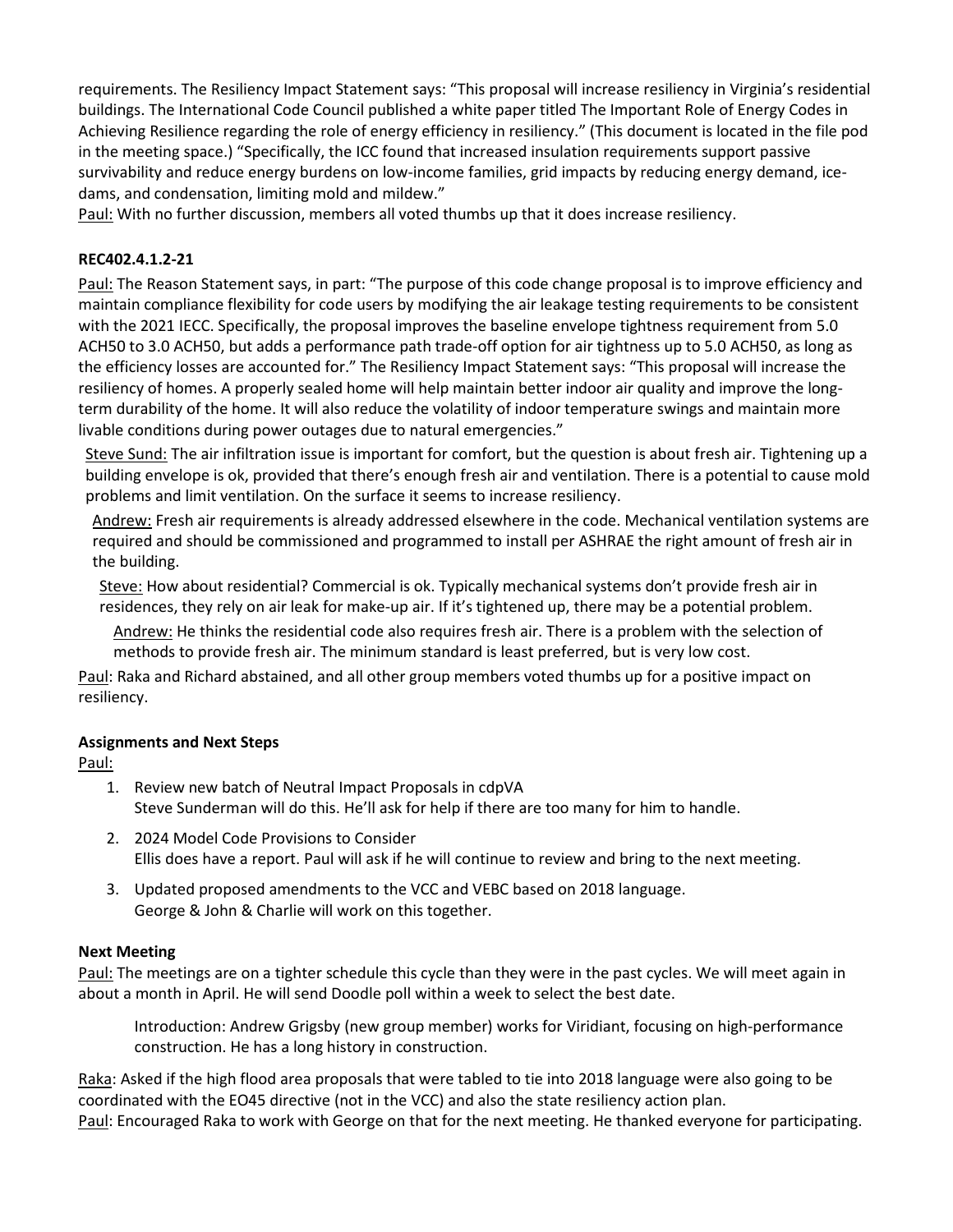requirements. The Resiliency Impact Statement says: "This proposal will increase resiliency in Virginia's residential buildings. The International Code Council published a white paper titled The Important Role of Energy Codes in Achieving Resilience regarding the role of energy efficiency in resiliency." (This document is located in the file pod in the meeting space.) "Specifically, the ICC found that increased insulation requirements support passive survivability and reduce energy burdens on low-income families, grid impacts by reducing energy demand, ice-dams, and condensation, limiting mold and mildew."

Paul: With no further discussion, members all voted thumbs up that it does increase resiliency.

**REC402.4.1.2-21**

Paul: The Reason Statement says, in part: "The purpose of this code change proposal is to improve efficiency and maintain compliance flexibility for code users by modifying the air leakage testing requirements to be consistent with the 2021 IECC. Specifically, the proposal improves the baseline envelope tightness requirement from 5.0 ACH50 to 3.0 ACH50, but adds a performance path trade-off option for air tightness up to 5.0 ACH50, as long as the efficiency losses are accounted for." The Resiliency Impact Statement says: "This proposal will increase the resiliency of homes. A properly sealed home will help maintain better indoor air quality and improve the long-term durability of the home. It will also reduce the volatility of indoor temperature swings and maintain more livable conditions during power outages due to natural emergencies."

Steve Sund: The air infiltration issue is important for comfort, but the question is about fresh air. Tightening up a building envelope is ok, provided that there's enough fresh air and ventilation. There is a potential to cause mold problems and limit ventilation. On the surface it seems to increase resiliency.

Andrew: Fresh air requirements is already addressed elsewhere in the code. Mechanical ventilation systems are required and should be commissioned and programmed to install per ASHRAE the right amount of fresh air in the building.

Steve: How about residential? Commercial is ok. Typically mechanical systems don't provide fresh air in residences, they rely on air leak for make-up air. If it's tightened up, there may be a potential problem.

Andrew: He thinks the residential code also requires fresh air. There is a problem with the selection of methods to provide fresh air. The minimum standard is least preferred, but is very low cost.

Paul: Raka and Richard abstained, and all other group members voted thumbs up for a positive impact on resiliency.

**Assignments and Next Steps**

Paul:

1. Review new batch of Neutral Impact Proposals in cdpVA
   Steve Sunderman will do this. He'll ask for help if there are too many for him to handle.
2. 2024 Model Code Provisions to Consider
   Ellis does have a report. Paul will ask if he will continue to review and bring to the next meeting.
3. Updated proposed amendments to the VCC and VEBC based on 2018 language.
   George & John & Charlie will work on this together.

**Next Meeting**

Paul: The meetings are on a tighter schedule this cycle than they were in the past cycles. We will meet again in about a month in April. He will send Doodle poll within a week to select the best date.

Introduction: Andrew Grigsby (new group member) works for Viridiant, focusing on high-performance construction. He has a long history in construction.

Raka: Asked if the high flood area proposals that were tabled to tie into 2018 language were also going to be coordinated with the EO45 directive (not in the VCC) and also the state resiliency action plan.

Paul: Encouraged Raka to work with George on that for the next meeting. He thanked everyone for participating.